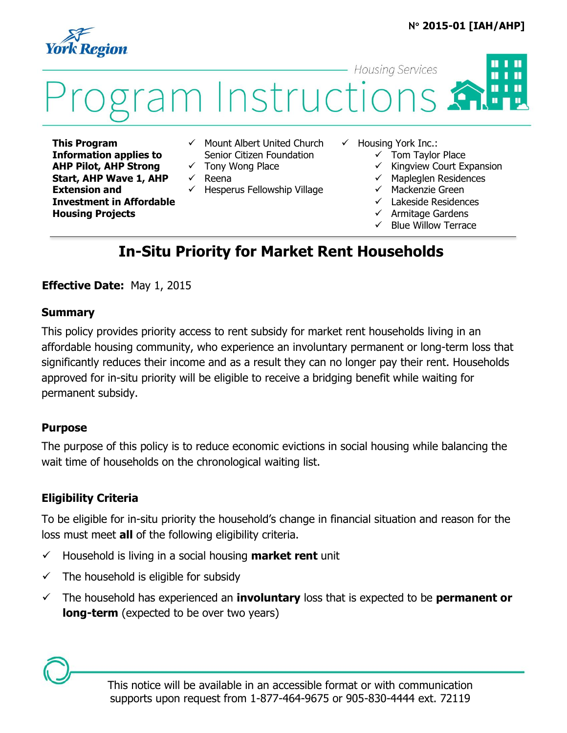N° **2015-01 [IAH/AHP]**

York Region

Housing Services

# Program Instructions

**This Program Information applies to AHP Pilot, AHP Strong Start, AHP Wave 1, AHP Extension and Investment in Affordable Housing Projects**

- ✓ Mount Albert United Church Senior Citizen Foundation
- ✓ Tony Wong Place
- ✓ Reena
- ✓ Hesperus Fellowship Village
- ✓ Housing York Inc.:
  - ✓ Tom Taylor Place
  - ✓ Kingview Court Expansion
  - ✓ Mapleglen Residences
  - ✓ Mackenzie Green
  - ✓ Lakeside Residences
  - ✓ Armitage Gardens
  - ✓ Blue Willow Terrace

## In-Situ Priority for Market Rent Households

**Effective Date:** May 1, 2015

### Summary

This policy provides priority access to rent subsidy for market rent households living in an affordable housing community, who experience an involuntary permanent or long-term loss that significantly reduces their income and as a result they can no longer pay their rent. Households approved for in-situ priority will be eligible to receive a bridging benefit while waiting for permanent subsidy.

### Purpose

The purpose of this policy is to reduce economic evictions in social housing while balancing the wait time of households on the chronological waiting list.

### Eligibility Criteria

To be eligible for in-situ priority the household's change in financial situation and reason for the loss must meet **all** of the following eligibility criteria.

- ✓ Household is living in a social housing **market rent** unit
- ✓ The household is eligible for subsidy
- ✓ The household has experienced an **involuntary** loss that is expected to be **permanent or long-term** (expected to be over two years)

This notice will be available in an accessible format or with communication supports upon request from 1-877-464-9675 or 905-830-4444 ext. 72119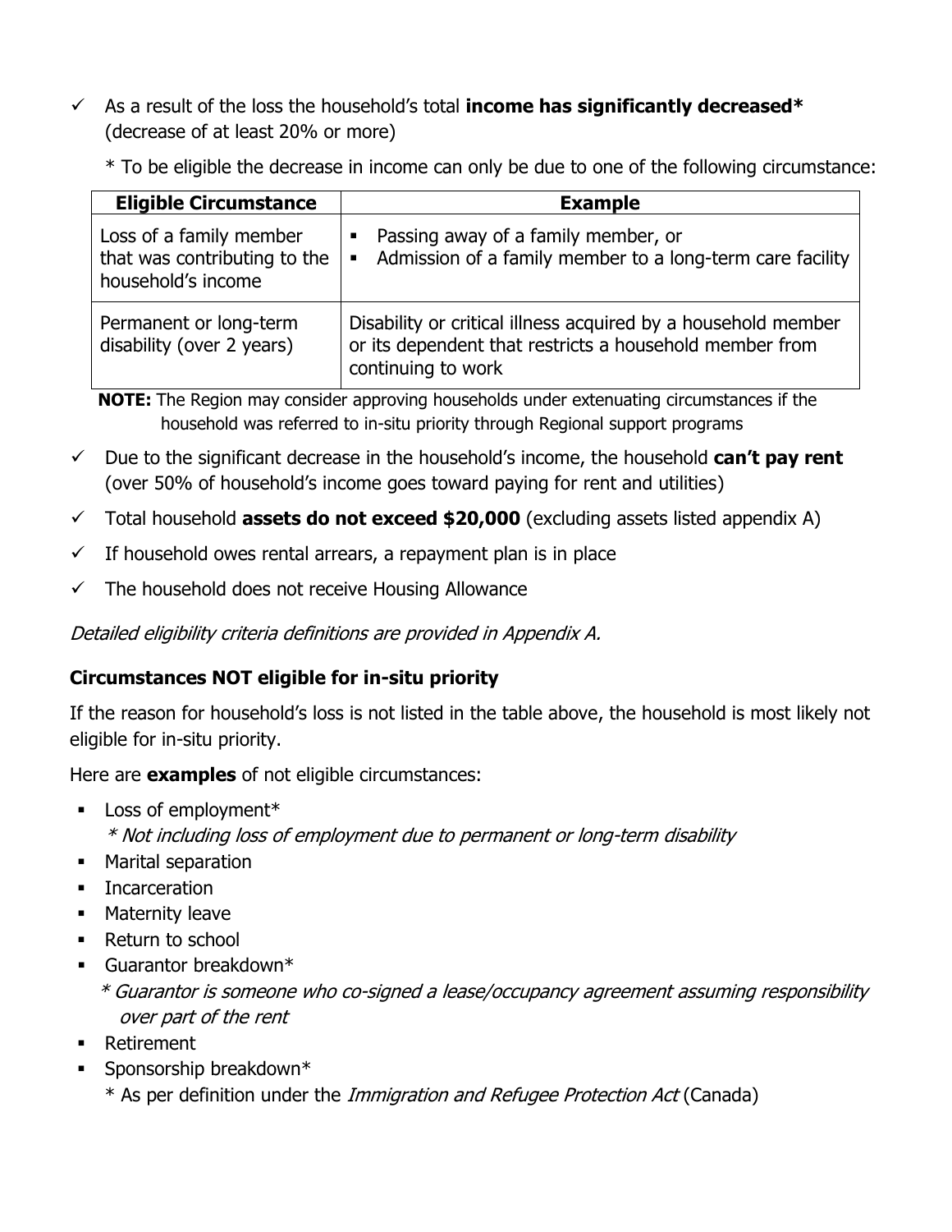- ✓ As a result of the loss the household's total **income has significantly decreased*** (decrease of at least 20% or more)

  * To be eligible the decrease in income can only be due to one of the following circumstance:

| Eligible Circumstance | Example |
|---|---|
| Loss of a family member that was contributing to the household's income | ▪ Passing away of a family member, or<br>▪ Admission of a family member to a long-term care facility |
| Permanent or long-term disability (over 2 years) | Disability or critical illness acquired by a household member or its dependent that restricts a household member from continuing to work |

**NOTE:** The Region may consider approving households under extenuating circumstances if the household was referred to in-situ priority through Regional support programs

- ✓ Due to the significant decrease in the household's income, the household **can't pay rent** (over 50% of household's income goes toward paying for rent and utilities)
- ✓ Total household **assets do not exceed $20,000** (excluding assets listed appendix A)
- ✓ If household owes rental arrears, a repayment plan is in place
- ✓ The household does not receive Housing Allowance

*Detailed eligibility criteria definitions are provided in Appendix A.*

### Circumstances NOT eligible for in-situ priority

If the reason for household's loss is not listed in the table above, the household is most likely not eligible for in-situ priority.

Here are **examples** of not eligible circumstances:

- Loss of employment*
  *\* Not including loss of employment due to permanent or long-term disability*
- Marital separation
- Incarceration
- Maternity leave
- Return to school
- Guarantor breakdown*
  *\* Guarantor is someone who co-signed a lease/occupancy agreement assuming responsibility over part of the rent*
- Retirement
- Sponsorship breakdown*
  * As per definition under the *Immigration and Refugee Protection Act* (Canada)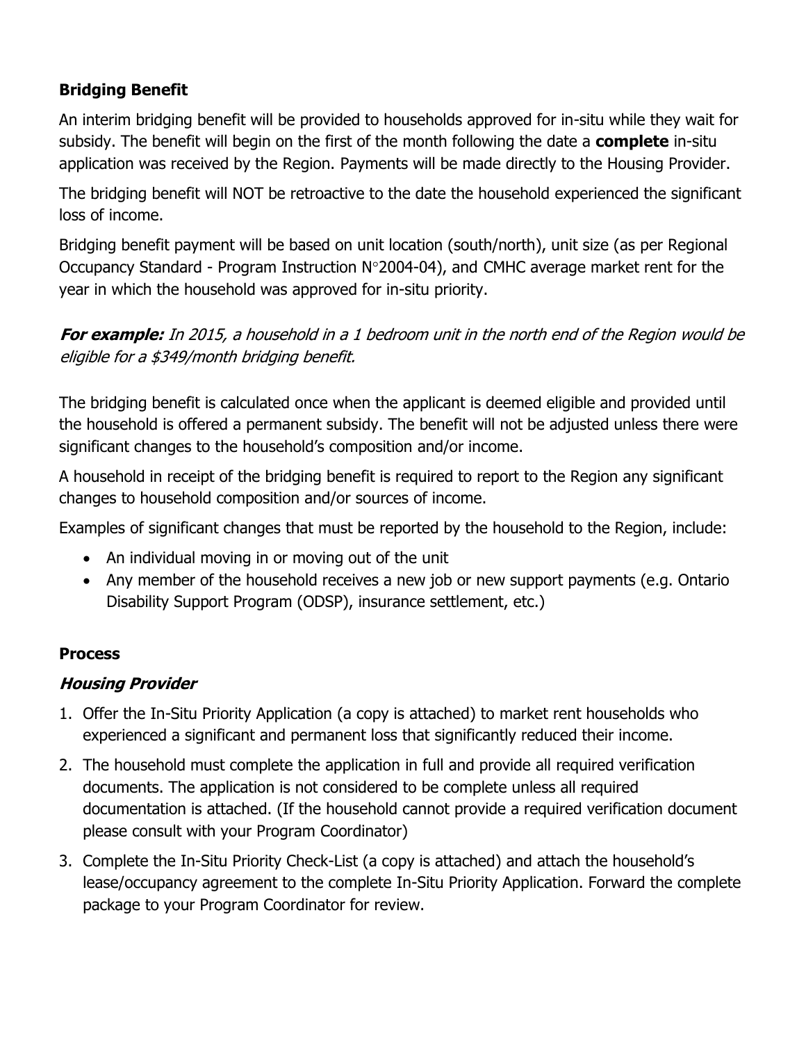### Bridging Benefit

An interim bridging benefit will be provided to households approved for in-situ while they wait for subsidy. The benefit will begin on the first of the month following the date a **complete** in-situ application was received by the Region. Payments will be made directly to the Housing Provider.

The bridging benefit will NOT be retroactive to the date the household experienced the significant loss of income.

Bridging benefit payment will be based on unit location (south/north), unit size (as per Regional Occupancy Standard - Program Instruction N°2004-04), and CMHC average market rent for the year in which the household was approved for in-situ priority.

***For example:*** *In 2015, a household in a 1 bedroom unit in the north end of the Region would be eligible for a $349/month bridging benefit.*

The bridging benefit is calculated once when the applicant is deemed eligible and provided until the household is offered a permanent subsidy. The benefit will not be adjusted unless there were significant changes to the household's composition and/or income.

A household in receipt of the bridging benefit is required to report to the Region any significant changes to household composition and/or sources of income.

Examples of significant changes that must be reported by the household to the Region, include:

- An individual moving in or moving out of the unit
- Any member of the household receives a new job or new support payments (e.g. Ontario Disability Support Program (ODSP), insurance settlement, etc.)

### Process

#### *Housing Provider*

1. Offer the In-Situ Priority Application (a copy is attached) to market rent households who experienced a significant and permanent loss that significantly reduced their income.
2. The household must complete the application in full and provide all required verification documents. The application is not considered to be complete unless all required documentation is attached. (If the household cannot provide a required verification document please consult with your Program Coordinator)
3. Complete the In-Situ Priority Check-List (a copy is attached) and attach the household's lease/occupancy agreement to the complete In-Situ Priority Application. Forward the complete package to your Program Coordinator for review.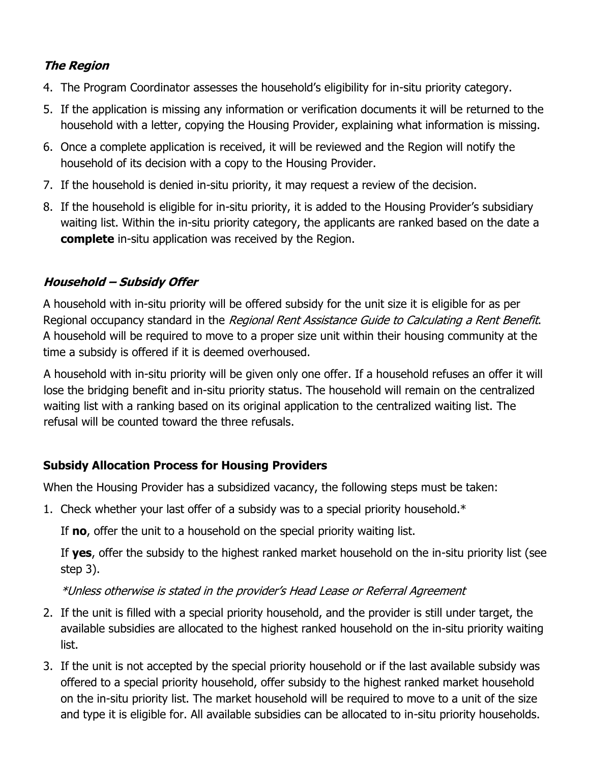### ***The Region***

4. The Program Coordinator assesses the household's eligibility for in-situ priority category.
5. If the application is missing any information or verification documents it will be returned to the household with a letter, copying the Housing Provider, explaining what information is missing.
6. Once a complete application is received, it will be reviewed and the Region will notify the household of its decision with a copy to the Housing Provider.
7. If the household is denied in-situ priority, it may request a review of the decision.
8. If the household is eligible for in-situ priority, it is added to the Housing Provider's subsidiary waiting list. Within the in-situ priority category, the applicants are ranked based on the date a **complete** in-situ application was received by the Region.

### ***Household – Subsidy Offer***

A household with in-situ priority will be offered subsidy for the unit size it is eligible for as per Regional occupancy standard in the *Regional Rent Assistance Guide to Calculating a Rent Benefit*. A household will be required to move to a proper size unit within their housing community at the time a subsidy is offered if it is deemed overhoused.

A household with in-situ priority will be given only one offer. If a household refuses an offer it will lose the bridging benefit and in-situ priority status. The household will remain on the centralized waiting list with a ranking based on its original application to the centralized waiting list. The refusal will be counted toward the three refusals.

### **Subsidy Allocation Process for Housing Providers**

When the Housing Provider has a subsidized vacancy, the following steps must be taken:

1. Check whether your last offer of a subsidy was to a special priority household.*

   If **no**, offer the unit to a household on the special priority waiting list.

   If **yes**, offer the subsidy to the highest ranked market household on the in-situ priority list (see step 3).

   *\*Unless otherwise is stated in the provider's Head Lease or Referral Agreement*

2. If the unit is filled with a special priority household, and the provider is still under target, the available subsidies are allocated to the highest ranked household on the in-situ priority waiting list.
3. If the unit is not accepted by the special priority household or if the last available subsidy was offered to a special priority household, offer subsidy to the highest ranked market household on the in-situ priority list. The market household will be required to move to a unit of the size and type it is eligible for. All available subsidies can be allocated to in-situ priority households.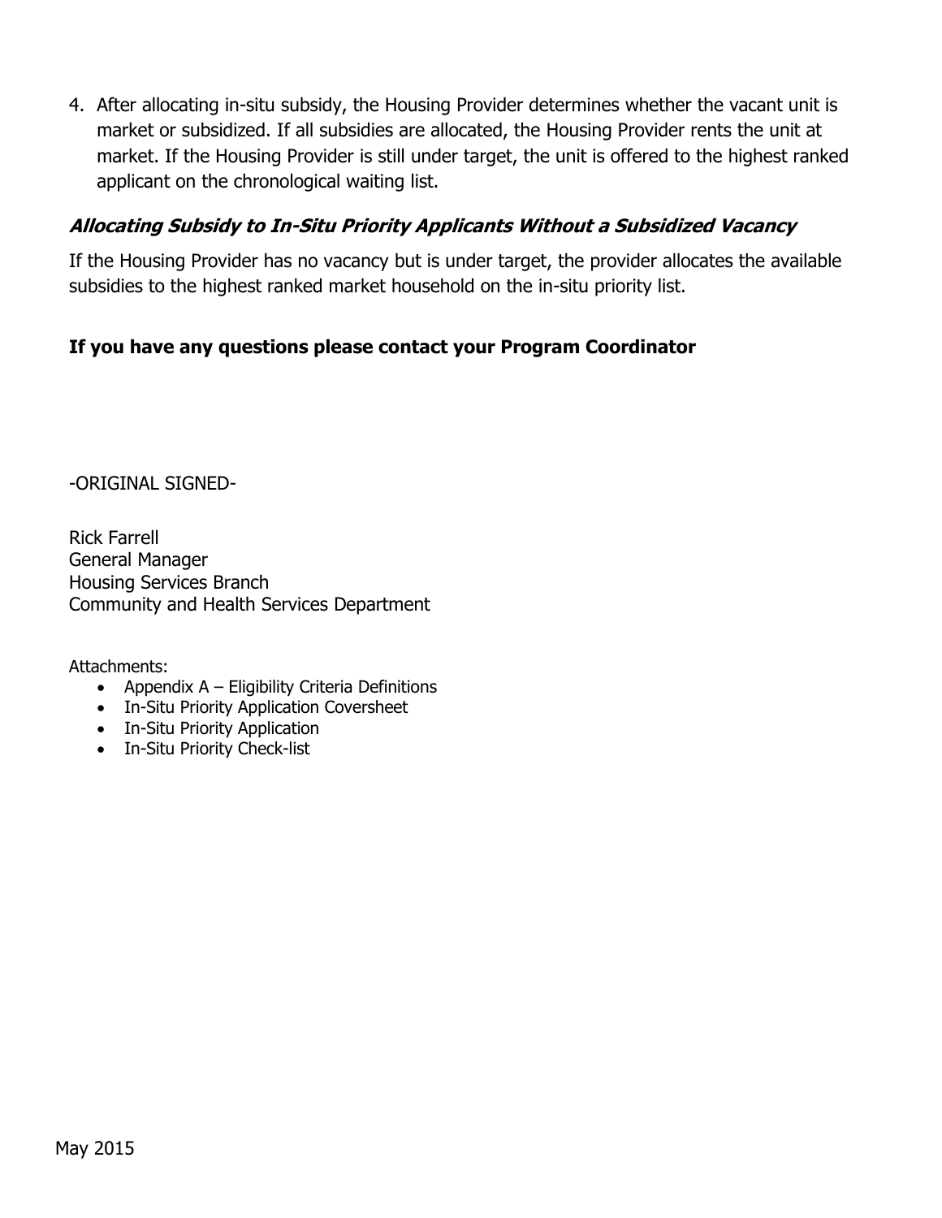4. After allocating in-situ subsidy, the Housing Provider determines whether the vacant unit is market or subsidized. If all subsidies are allocated, the Housing Provider rents the unit at market. If the Housing Provider is still under target, the unit is offered to the highest ranked applicant on the chronological waiting list.

### ***Allocating Subsidy to In-Situ Priority Applicants Without a Subsidized Vacancy***

If the Housing Provider has no vacancy but is under target, the provider allocates the available subsidies to the highest ranked market household on the in-situ priority list.

**If you have any questions please contact your Program Coordinator**

-ORIGINAL SIGNED-

Rick Farrell
General Manager
Housing Services Branch
Community and Health Services Department

Attachments:

- Appendix A – Eligibility Criteria Definitions
- In-Situ Priority Application Coversheet
- In-Situ Priority Application
- In-Situ Priority Check-list

May 2015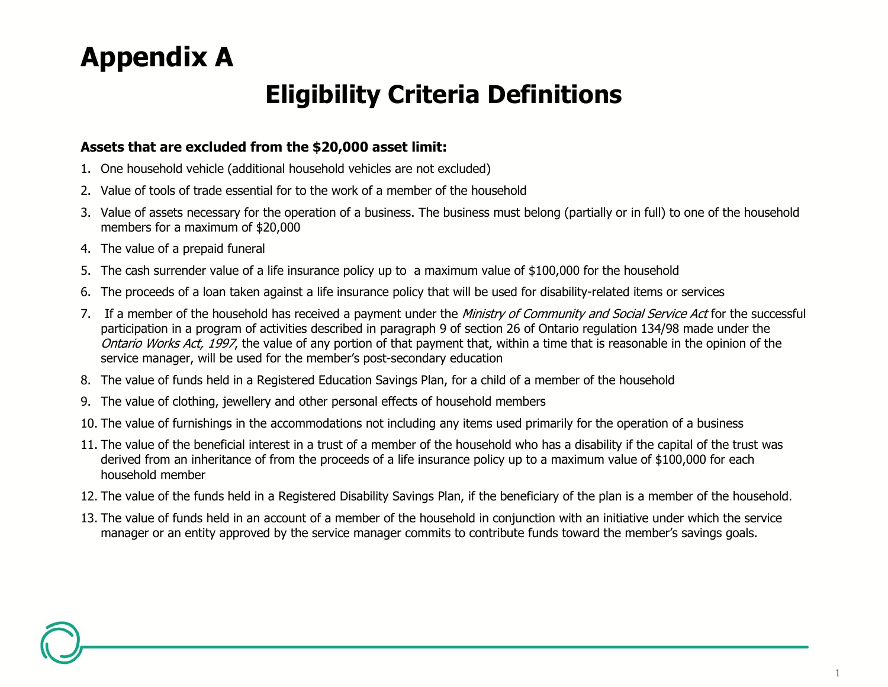# Appendix A

## Eligibility Criteria Definitions

**Assets that are excluded from the $20,000 asset limit:**

1. One household vehicle (additional household vehicles are not excluded)
2. Value of tools of trade essential for to the work of a member of the household
3. Value of assets necessary for the operation of a business. The business must belong (partially or in full) to one of the household members for a maximum of $20,000
4. The value of a prepaid funeral
5. The cash surrender value of a life insurance policy up to a maximum value of $100,000 for the household
6. The proceeds of a loan taken against a life insurance policy that will be used for disability-related items or services
7. If a member of the household has received a payment under the *Ministry of Community and Social Service Act* for the successful participation in a program of activities described in paragraph 9 of section 26 of Ontario regulation 134/98 made under the *Ontario Works Act, 1997*, the value of any portion of that payment that, within a time that is reasonable in the opinion of the service manager, will be used for the member's post-secondary education
8. The value of funds held in a Registered Education Savings Plan, for a child of a member of the household
9. The value of clothing, jewellery and other personal effects of household members
10. The value of furnishings in the accommodations not including any items used primarily for the operation of a business
11. The value of the beneficial interest in a trust of a member of the household who has a disability if the capital of the trust was derived from an inheritance of from the proceeds of a life insurance policy up to a maximum value of $100,000 for each household member
12. The value of the funds held in a Registered Disability Savings Plan, if the beneficiary of the plan is a member of the household.
13. The value of funds held in an account of a member of the household in conjunction with an initiative under which the service manager or an entity approved by the service manager commits to contribute funds toward the member's savings goals.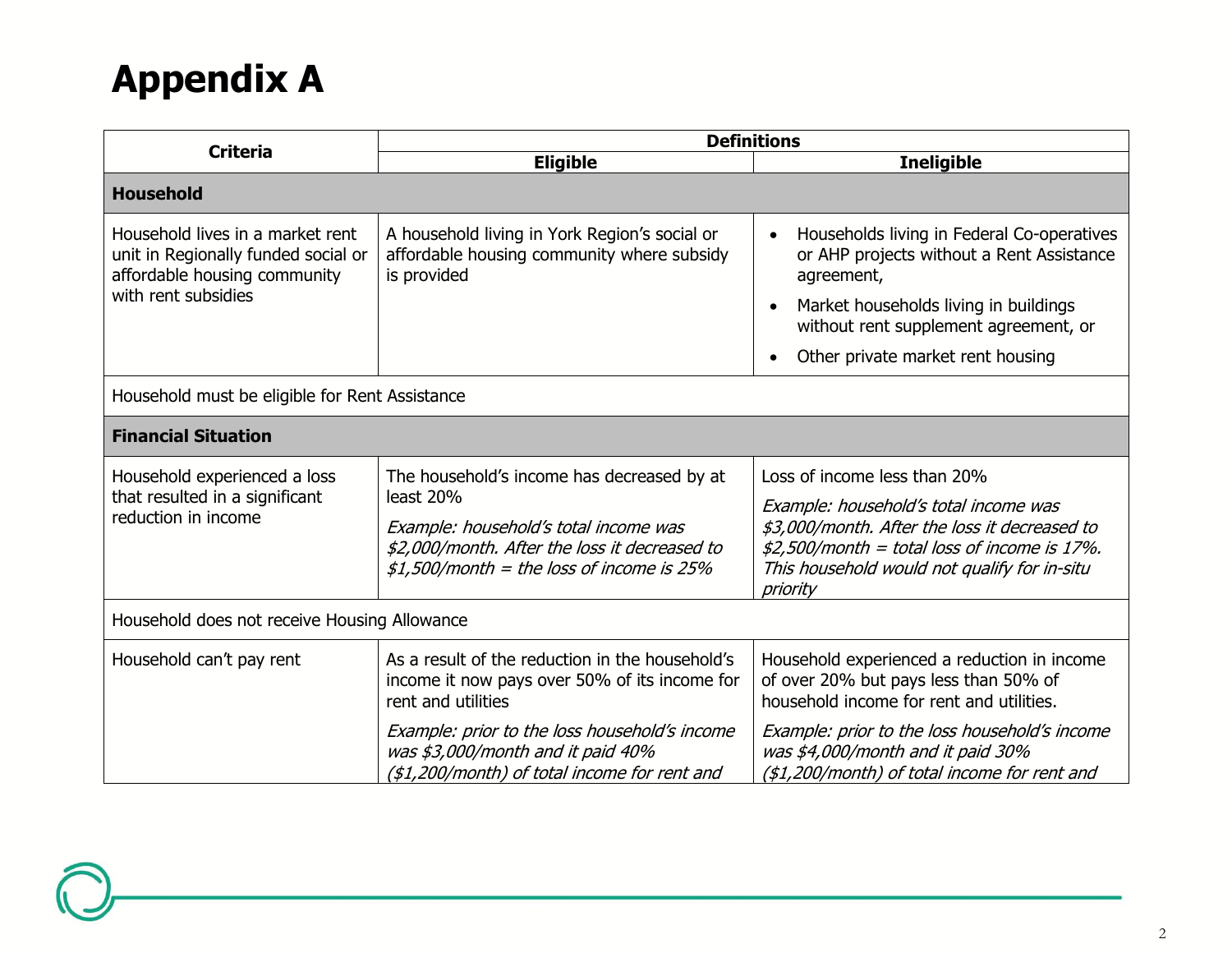# Appendix A

| Criteria | Definitions | |
|---|---|---|
| | **Eligible** | **Ineligible** |
| **Household** | | |
| Household lives in a market rent unit in Regionally funded social or affordable housing community with rent subsidies | A household living in York Region's social or affordable housing community where subsidy is provided | • Households living in Federal Co-operatives or AHP projects without a Rent Assistance agreement,<br>• Market households living in buildings without rent supplement agreement, or<br>• Other private market rent housing |
| Household must be eligible for Rent Assistance | | |
| **Financial Situation** | | |
| Household experienced a loss that resulted in a significant reduction in income | The household's income has decreased by at least 20%<br>*Example: household's total income was $2,000/month. After the loss it decreased to $1,500/month = the loss of income is 25%* | Loss of income less than 20%<br>*Example: household's total income was $3,000/month. After the loss it decreased to $2,500/month = total loss of income is 17%. This household would not qualify for in-situ priority* |
| Household does not receive Housing Allowance | | |
| Household can't pay rent | As a result of the reduction in the household's income it now pays over 50% of its income for rent and utilities<br>*Example: prior to the loss household's income was $3,000/month and it paid 40% ($1,200/month) of total income for rent and* | Household experienced a reduction in income of over 20% but pays less than 50% of household income for rent and utilities.<br>*Example: prior to the loss household's income was $4,000/month and it paid 30% ($1,200/month) of total income for rent and* |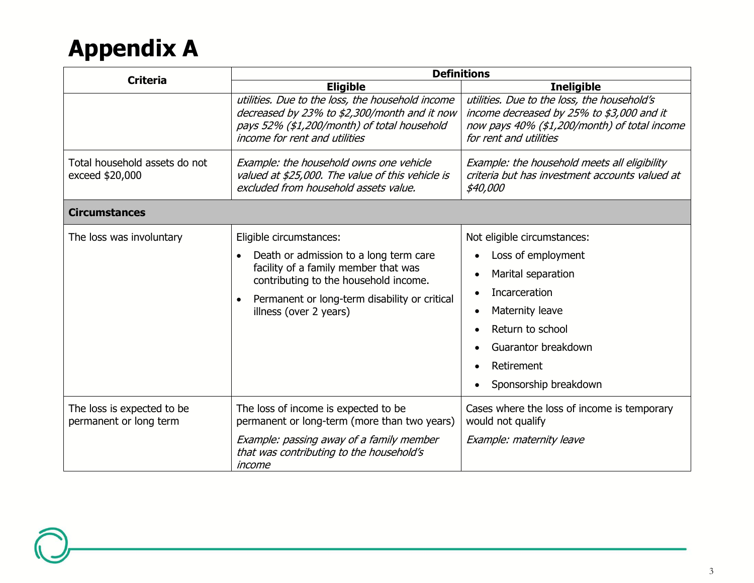# Appendix A

| Criteria | Definitions | |
|---|---|---|
| | **Eligible** | **Ineligible** |
| | *utilities. Due to the loss, the household income decreased by 23% to $2,300/month and it now pays 52% ($1,200/month) of total household income for rent and utilities* | *utilities. Due to the loss, the household's income decreased by 25% to $3,000 and it now pays 40% ($1,200/month) of total income for rent and utilities* |
| Total household assets do not exceed $20,000 | *Example: the household owns one vehicle valued at $25,000. The value of this vehicle is excluded from household assets value.* | *Example: the household meets all eligibility criteria but has investment accounts valued at $40,000* |
| **Circumstances** | | |
| The loss was involuntary | Eligible circumstances:<br>• Death or admission to a long term care facility of a family member that was contributing to the household income.<br>• Permanent or long-term disability or critical illness (over 2 years) | Not eligible circumstances:<br>• Loss of employment<br>• Marital separation<br>• Incarceration<br>• Maternity leave<br>• Return to school<br>• Guarantor breakdown<br>• Retirement<br>• Sponsorship breakdown |
| The loss is expected to be permanent or long term | The loss of income is expected to be permanent or long-term (more than two years)<br>*Example: passing away of a family member that was contributing to the household's income* | Cases where the loss of income is temporary would not qualify<br>*Example: maternity leave* |